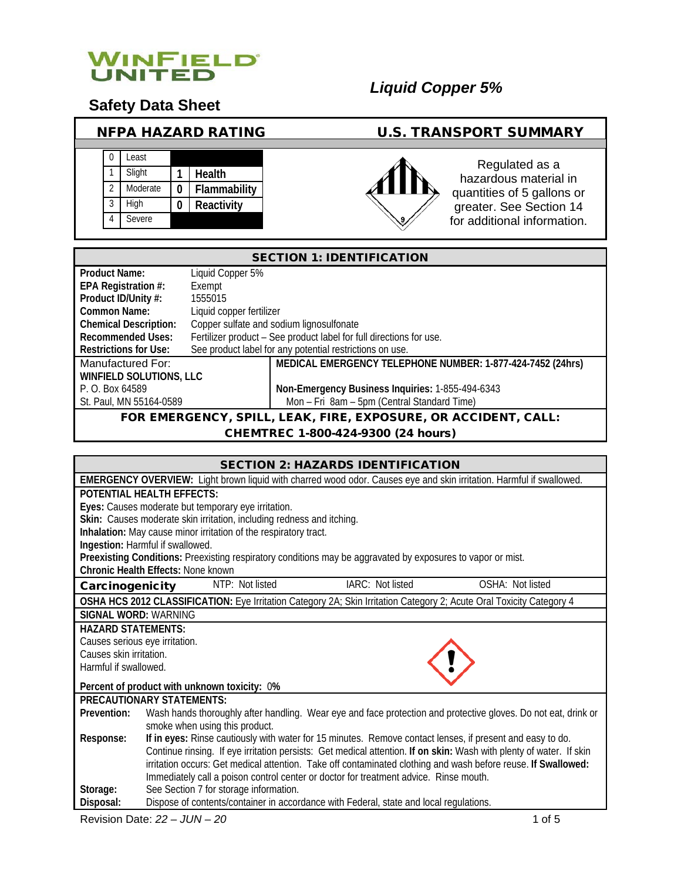WINFIELD UNITED

# Liquid Copper 5%

## Safety Data Sheet

| NFPA HAZARD RATING | | | |
|---|---|---|---|
| 0 | Least | | |
| 1 | Slight | 1 | Health |
| 2 | Moderate | 0 | Flammability |
| 3 | High | 0 | Reactivity |
| 4 | Severe | | |

**U.S. TRANSPORT SUMMARY**

Regulated as a hazardous material in quantities of 5 gallons or greater. See Section 14 for additional information.

## SECTION 1: IDENTIFICATION

| | |
|---|---|
| **Product Name:** | Liquid Copper 5% |
| **EPA Registration #:** | Exempt |
| **Product ID/Unity #:** | 1555015 |
| **Common Name:** | Liquid copper fertilizer |
| **Chemical Description:** | Copper sulfate and sodium lignosulfonate |
| **Recommended Uses:** | Fertilizer product – See product label for full directions for use. |
| **Restrictions for Use:** | See product label for any potential restrictions on use. |

Manufactured For:
**WINFIELD SOLUTIONS, LLC**
P. O. Box 64589
St. Paul, MN 55164-0589

**MEDICAL EMERGENCY TELEPHONE NUMBER: 1-877-424-7452 (24hrs)**

**Non-Emergency Business Inquiries:** 1-855-494-6343
Mon – Fri 8am – 5pm (Central Standard Time)

**FOR EMERGENCY, SPILL, LEAK, FIRE, EXPOSURE, OR ACCIDENT, CALL: CHEMTREC 1-800-424-9300 (24 hours)**

## SECTION 2: HAZARDS IDENTIFICATION

**EMERGENCY OVERVIEW:** Light brown liquid with charred wood odor. Causes eye and skin irritation. Harmful if swallowed.

**POTENTIAL HEALTH EFFECTS:**
**Eyes:** Causes moderate but temporary eye irritation.
**Skin:** Causes moderate skin irritation, including redness and itching.
**Inhalation:** May cause minor irritation of the respiratory tract.
**Ingestion:** Harmful if swallowed.
**Preexisting Conditions:** Preexisting respiratory conditions may be aggravated by exposures to vapor or mist.
**Chronic Health Effects:** None known

| **Carcinogenicity** | NTP: Not listed | IARC: Not listed | OSHA: Not listed |
|---|---|---|---|

**OSHA HCS 2012 CLASSIFICATION:** Eye Irritation Category 2A; Skin Irritation Category 2; Acute Oral Toxicity Category 4

**SIGNAL WORD:** WARNING

**HAZARD STATEMENTS:**
Causes serious eye irritation.
Causes skin irritation.
Harmful if swallowed.

**Percent of product with unknown toxicity:** 0**%**

**PRECAUTIONARY STATEMENTS:**

| | |
|---|---|
| **Prevention:** | Wash hands thoroughly after handling. Wear eye and face protection and protective gloves. Do not eat, drink or smoke when using this product. |
| **Response:** | **If in eyes:** Rinse cautiously with water for 15 minutes. Remove contact lenses, if present and easy to do. Continue rinsing. If eye irritation persists: Get medical attention. **If on skin:** Wash with plenty of water. If skin irritation occurs: Get medical attention. Take off contaminated clothing and wash before reuse. **If Swallowed:** Immediately call a poison control center or doctor for treatment advice. Rinse mouth. |
| **Storage:** | See Section 7 for storage information. |
| **Disposal:** | Dispose of contents/container in accordance with Federal, state and local regulations. |

Revision Date: *22 – JUN – 20*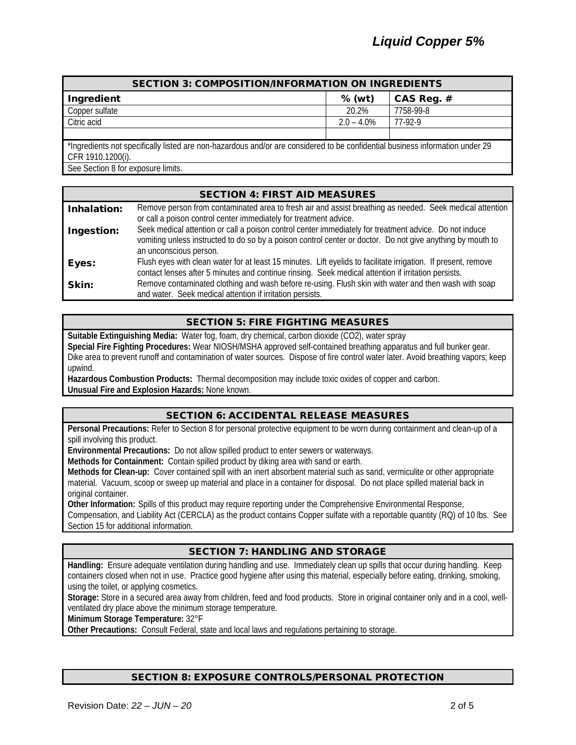## SECTION 3: COMPOSITION/INFORMATION ON INGREDIENTS

| Ingredient | % (wt) | CAS Reg. # |
|---|---|---|
| Copper sulfate | 20.2% | 7758-99-8 |
| Citric acid | 2.0 – 4.0% | 77-92-9 |
| | | |

*Ingredients not specifically listed are non-hazardous and/or are considered to be confidential business information under 29 CFR 1910.1200(i).

See Section 8 for exposure limits.

## SECTION 4: FIRST AID MEASURES

**Inhalation:** Remove person from contaminated area to fresh air and assist breathing as needed. Seek medical attention or call a poison control center immediately for treatment advice.

**Ingestion:** Seek medical attention or call a poison control center immediately for treatment advice. Do not induce vomiting unless instructed to do so by a poison control center or doctor. Do not give anything by mouth to an unconscious person.

**Eyes:** Flush eyes with clean water for at least 15 minutes. Lift eyelids to facilitate irrigation. If present, remove contact lenses after 5 minutes and continue rinsing. Seek medical attention if irritation persists.

**Skin:** Remove contaminated clothing and wash before re-using. Flush skin with water and then wash with soap and water. Seek medical attention if irritation persists.

## SECTION 5: FIRE FIGHTING MEASURES

**Suitable Extinguishing Media:** Water fog, foam, dry chemical, carbon dioxide (CO2), water spray

**Special Fire Fighting Procedures:** Wear NIOSH/MSHA approved self-contained breathing apparatus and full bunker gear. Dike area to prevent runoff and contamination of water sources. Dispose of fire control water later. Avoid breathing vapors; keep upwind.

**Hazardous Combustion Products:** Thermal decomposition may include toxic oxides of copper and carbon.

**Unusual Fire and Explosion Hazards:** None known.

## SECTION 6: ACCIDENTAL RELEASE MEASURES

**Personal Precautions:** Refer to Section 8 for personal protective equipment to be worn during containment and clean-up of a spill involving this product.

**Environmental Precautions:** Do not allow spilled product to enter sewers or waterways.

**Methods for Containment:** Contain spilled product by diking area with sand or earth.

**Methods for Clean-up:** Cover contained spill with an inert absorbent material such as sand, vermiculite or other appropriate material. Vacuum, scoop or sweep up material and place in a container for disposal. Do not place spilled material back in original container.

**Other Information:** Spills of this product may require reporting under the Comprehensive Environmental Response, Compensation, and Liability Act (CERCLA) as the product contains Copper sulfate with a reportable quantity (RQ) of 10 lbs. See Section 15 for additional information.

## SECTION 7: HANDLING AND STORAGE

**Handling:** Ensure adequate ventilation during handling and use. Immediately clean up spills that occur during handling. Keep containers closed when not in use. Practice good hygiene after using this material, especially before eating, drinking, smoking, using the toilet, or applying cosmetics.

**Storage:** Store in a secured area away from children, feed and food products. Store in original container only and in a cool, well-ventilated dry place above the minimum storage temperature.

**Minimum Storage Temperature:** 32°F

**Other Precautions:** Consult Federal, state and local laws and regulations pertaining to storage.

## SECTION 8: EXPOSURE CONTROLS/PERSONAL PROTECTION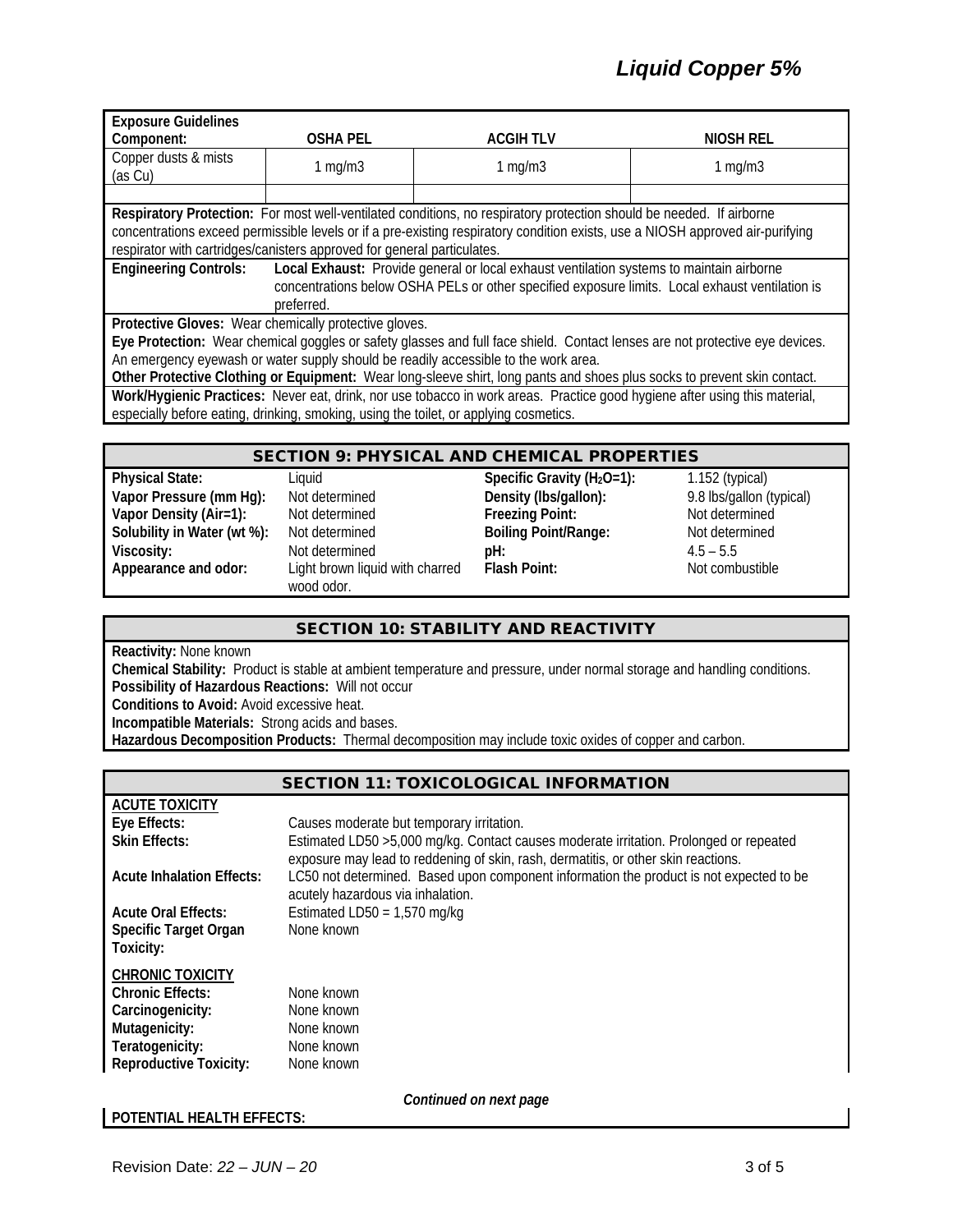| Exposure Guidelines Component: | OSHA PEL | ACGIH TLV | NIOSH REL |
|---|---|---|---|
| Copper dusts & mists (as Cu) | 1 mg/m3 | 1 mg/m3 | 1 mg/m3 |
| | | | |

**Respiratory Protection:** For most well-ventilated conditions, no respiratory protection should be needed. If airborne concentrations exceed permissible levels or if a pre-existing respiratory condition exists, use a NIOSH approved air-purifying respirator with cartridges/canisters approved for general particulates.

**Engineering Controls:** **Local Exhaust:** Provide general or local exhaust ventilation systems to maintain airborne concentrations below OSHA PELs or other specified exposure limits. Local exhaust ventilation is preferred.

**Protective Gloves:** Wear chemically protective gloves.

**Eye Protection:** Wear chemical goggles or safety glasses and full face shield. Contact lenses are not protective eye devices. An emergency eyewash or water supply should be readily accessible to the work area.

**Other Protective Clothing or Equipment:** Wear long-sleeve shirt, long pants and shoes plus socks to prevent skin contact.

**Work/Hygienic Practices:** Never eat, drink, nor use tobacco in work areas. Practice good hygiene after using this material, especially before eating, drinking, smoking, using the toilet, or applying cosmetics.

## SECTION 9: PHYSICAL AND CHEMICAL PROPERTIES

| | | | |
|---|---|---|---|
| **Physical State:** | Liquid | **Specific Gravity ($H_2O$=1):** | 1.152 (typical) |
| **Vapor Pressure (mm Hg):** | Not determined | **Density (lbs/gallon):** | 9.8 lbs/gallon (typical) |
| **Vapor Density (Air=1):** | Not determined | **Freezing Point:** | Not determined |
| **Solubility in Water (wt %):** | Not determined | **Boiling Point/Range:** | Not determined |
| **Viscosity:** | Not determined | **pH:** | 4.5 – 5.5 |
| **Appearance and odor:** | Light brown liquid with charred wood odor. | **Flash Point:** | Not combustible |

## SECTION 10: STABILITY AND REACTIVITY

**Reactivity:** None known

**Chemical Stability:** Product is stable at ambient temperature and pressure, under normal storage and handling conditions.

**Possibility of Hazardous Reactions:** Will not occur

**Conditions to Avoid:** Avoid excessive heat.

**Incompatible Materials:** Strong acids and bases.

**Hazardous Decomposition Products:** Thermal decomposition may include toxic oxides of copper and carbon.

## SECTION 11: TOXICOLOGICAL INFORMATION

**ACUTE TOXICITY**

| | |
|---|---|
| **Eye Effects:** | Causes moderate but temporary irritation. |
| **Skin Effects:** | Estimated LD50 >5,000 mg/kg. Contact causes moderate irritation. Prolonged or repeated exposure may lead to reddening of skin, rash, dermatitis, or other skin reactions. |
| **Acute Inhalation Effects:** | LC50 not determined. Based upon component information the product is not expected to be acutely hazardous via inhalation. |
| **Acute Oral Effects:** | Estimated LD50 = 1,570 mg/kg |
| **Specific Target Organ Toxicity:** | None known |

**CHRONIC TOXICITY**

| | |
|---|---|
| **Chronic Effects:** | None known |
| **Carcinogenicity:** | None known |
| **Mutagenicity:** | None known |
| **Teratogenicity:** | None known |
| **Reproductive Toxicity:** | None known |

*Continued on next page*

**POTENTIAL HEALTH EFFECTS:**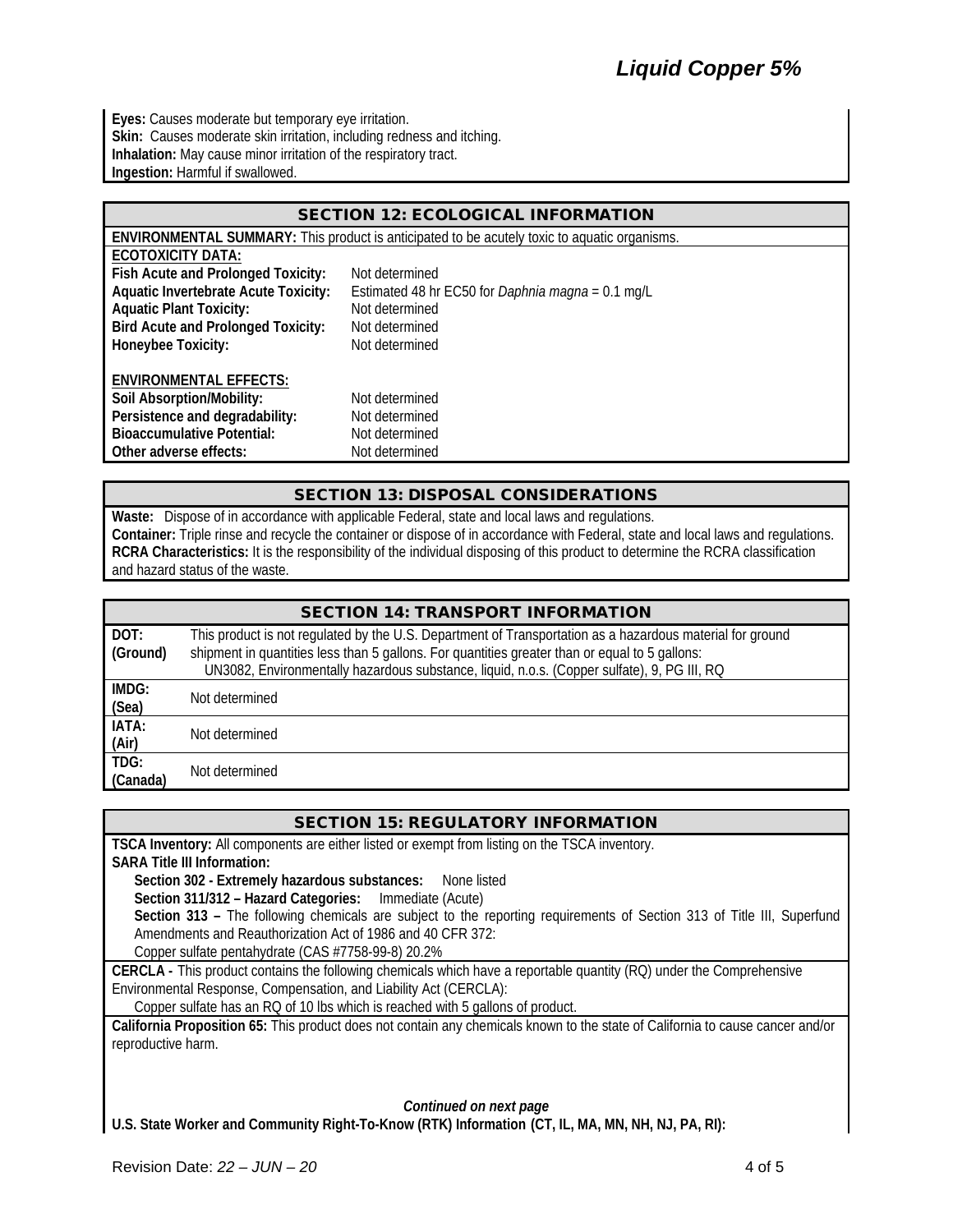**Eyes:** Causes moderate but temporary eye irritation.
**Skin:** Causes moderate skin irritation, including redness and itching.
**Inhalation:** May cause minor irritation of the respiratory tract.
**Ingestion:** Harmful if swallowed.

## SECTION 12: ECOLOGICAL INFORMATION

**ENVIRONMENTAL SUMMARY:** This product is anticipated to be acutely toxic to aquatic organisms.

**ECOTOXICITY DATA:**

| | |
|---|---|
| **Fish Acute and Prolonged Toxicity:** | Not determined |
| **Aquatic Invertebrate Acute Toxicity:** | Estimated 48 hr EC50 for *Daphnia magna* = 0.1 mg/L |
| **Aquatic Plant Toxicity:** | Not determined |
| **Bird Acute and Prolonged Toxicity:** | Not determined |
| **Honeybee Toxicity:** | Not determined |

**ENVIRONMENTAL EFFECTS:**

| | |
|---|---|
| **Soil Absorption/Mobility:** | Not determined |
| **Persistence and degradability:** | Not determined |
| **Bioaccumulative Potential:** | Not determined |
| **Other adverse effects:** | Not determined |

## SECTION 13: DISPOSAL CONSIDERATIONS

**Waste:** Dispose of in accordance with applicable Federal, state and local laws and regulations.
**Container:** Triple rinse and recycle the container or dispose of in accordance with Federal, state and local laws and regulations.
**RCRA Characteristics:** It is the responsibility of the individual disposing of this product to determine the RCRA classification and hazard status of the waste.

## SECTION 14: TRANSPORT INFORMATION

| | |
|---|---|
| **DOT: (Ground)** | This product is not regulated by the U.S. Department of Transportation as a hazardous material for ground shipment in quantities less than 5 gallons. For quantities greater than or equal to 5 gallons: UN3082, Environmentally hazardous substance, liquid, n.o.s. (Copper sulfate), 9, PG III, RQ |
| **IMDG: (Sea)** | Not determined |
| **IATA: (Air)** | Not determined |
| **TDG: (Canada)** | Not determined |

## SECTION 15: REGULATORY INFORMATION

**TSCA Inventory:** All components are either listed or exempt from listing on the TSCA inventory.
**SARA Title III Information:**

**Section 302 - Extremely hazardous substances:** None listed
**Section 311/312 – Hazard Categories:** Immediate (Acute)
**Section 313 –** The following chemicals are subject to the reporting requirements of Section 313 of Title III, Superfund Amendments and Reauthorization Act of 1986 and 40 CFR 372:
Copper sulfate pentahydrate (CAS #7758-99-8) 20.2%

**CERCLA -** This product contains the following chemicals which have a reportable quantity (RQ) under the Comprehensive Environmental Response, Compensation, and Liability Act (CERCLA):
Copper sulfate has an RQ of 10 lbs which is reached with 5 gallons of product.

**California Proposition 65:** This product does not contain any chemicals known to the state of California to cause cancer and/or reproductive harm.

*Continued on next page*

**U.S. State Worker and Community Right-To-Know (RTK) Information (CT, IL, MA, MN, NH, NJ, PA, RI):**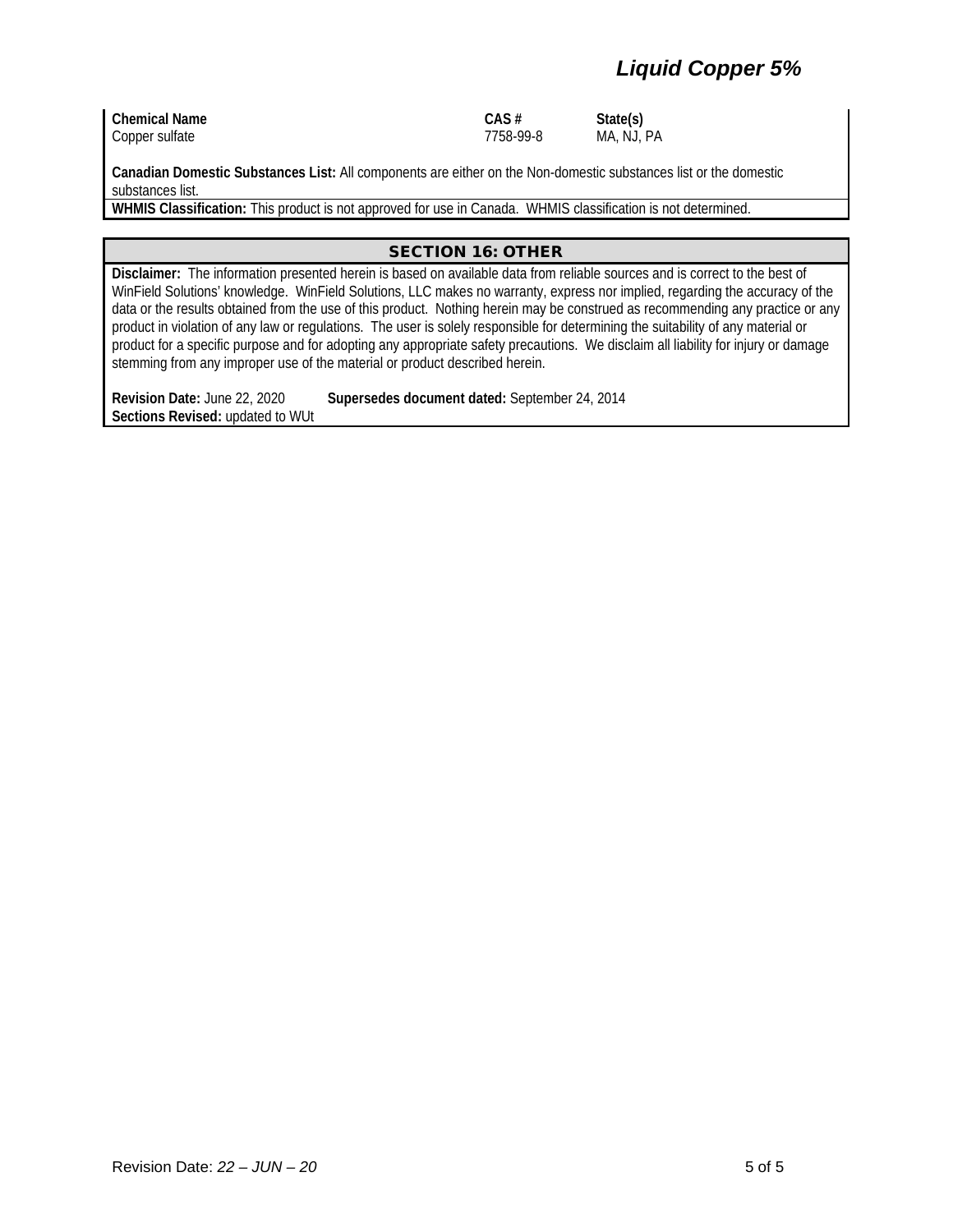| Chemical Name | CAS # | State(s) |
| --- | --- | --- |
| Copper sulfate | 7758-99-8 | MA, NJ, PA |

**Canadian Domestic Substances List:** All components are either on the Non-domestic substances list or the domestic substances list.

**WHMIS Classification:** This product is not approved for use in Canada. WHMIS classification is not determined.

## SECTION 16: OTHER

**Disclaimer:** The information presented herein is based on available data from reliable sources and is correct to the best of WinField Solutions' knowledge. WinField Solutions, LLC makes no warranty, express nor implied, regarding the accuracy of the data or the results obtained from the use of this product. Nothing herein may be construed as recommending any practice or any product in violation of any law or regulations. The user is solely responsible for determining the suitability of any material or product for a specific purpose and for adopting any appropriate safety precautions. We disclaim all liability for injury or damage stemming from any improper use of the material or product described herein.

**Revision Date:** June 22, 2020 **Supersedes document dated:** September 24, 2014
**Sections Revised:** updated to WUt